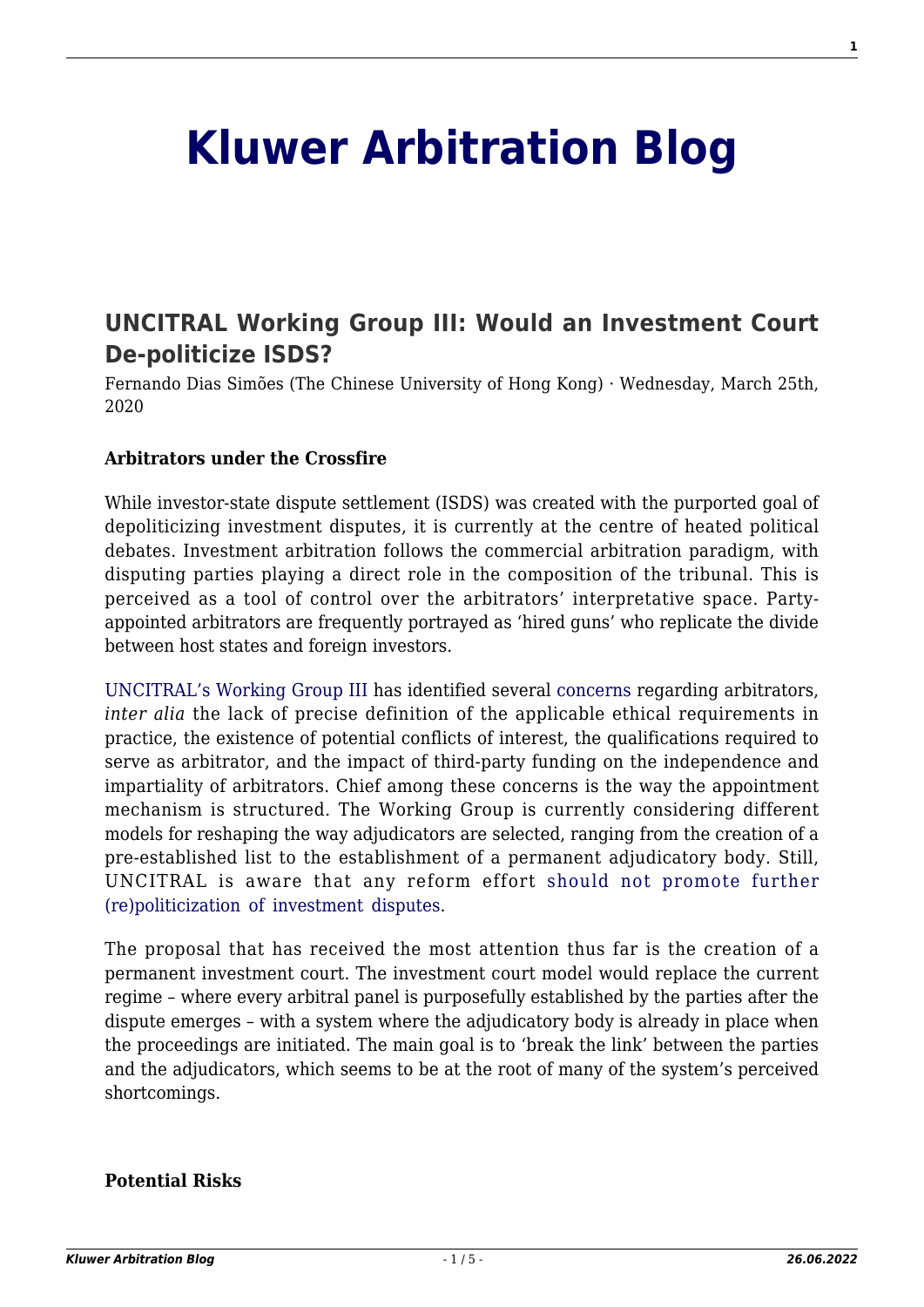# Kluwer Arbitration Blog

## UNCITRAL Working Group III: Would an Investment Court De-politicize ISDS?

Fernando Dias Simões (The Chinese University of Hong Kong) · Wednesday, March 25th, 2020

**Arbitrators under the Crossfire**

While investor-state dispute settlement (ISDS) was created with the purported goal of depoliticizing investment disputes, it is currently at the centre of heated political debates. Investment arbitration follows the commercial arbitration paradigm, with disputing parties playing a direct role in the composition of the tribunal. This is perceived as a tool of control over the arbitrators' interpretative space. Party-appointed arbitrators are frequently portrayed as 'hired guns' who replicate the divide between host states and foreign investors.

UNCITRAL's Working Group III has identified several concerns regarding arbitrators, *inter alia* the lack of precise definition of the applicable ethical requirements in practice, the existence of potential conflicts of interest, the qualifications required to serve as arbitrator, and the impact of third-party funding on the independence and impartiality of arbitrators. Chief among these concerns is the way the appointment mechanism is structured. The Working Group is currently considering different models for reshaping the way adjudicators are selected, ranging from the creation of a pre-established list to the establishment of a permanent adjudicatory body. Still, UNCITRAL is aware that any reform effort should not promote further (re)politicization of investment disputes.

The proposal that has received the most attention thus far is the creation of a permanent investment court. The investment court model would replace the current regime – where every arbitral panel is purposefully established by the parties after the dispute emerges – with a system where the adjudicatory body is already in place when the proceedings are initiated. The main goal is to 'break the link' between the parties and the adjudicators, which seems to be at the root of many of the system's perceived shortcomings.

**Potential Risks**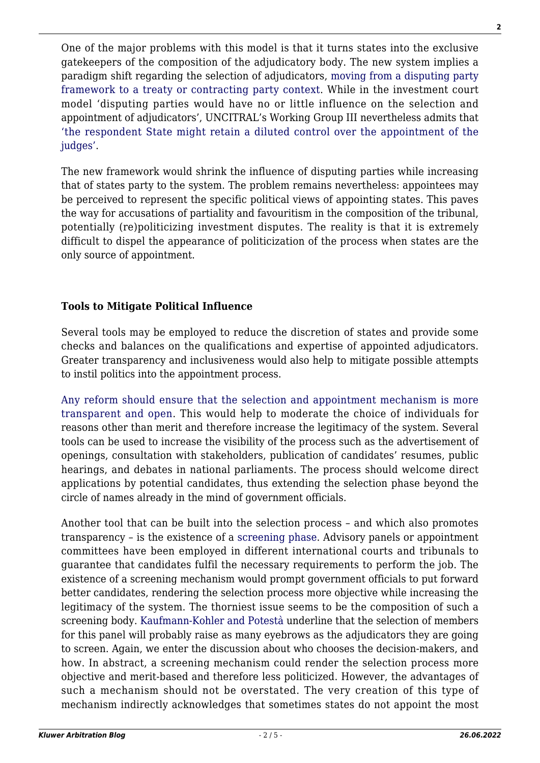One of the major problems with this model is that it turns states into the exclusive gatekeepers of the composition of the adjudicatory body. The new system implies a paradigm shift regarding the selection of adjudicators, moving from a disputing party framework to a treaty or contracting party context. While in the investment court model 'disputing parties would have no or little influence on the selection and appointment of adjudicators', UNCITRAL's Working Group III nevertheless admits that 'the respondent State might retain a diluted control over the appointment of the judges'.

The new framework would shrink the influence of disputing parties while increasing that of states party to the system. The problem remains nevertheless: appointees may be perceived to represent the specific political views of appointing states. This paves the way for accusations of partiality and favouritism in the composition of the tribunal, potentially (re)politicizing investment disputes. The reality is that it is extremely difficult to dispel the appearance of politicization of the process when states are the only source of appointment.

**Tools to Mitigate Political Influence**

Several tools may be employed to reduce the discretion of states and provide some checks and balances on the qualifications and expertise of appointed adjudicators. Greater transparency and inclusiveness would also help to mitigate possible attempts to instil politics into the appointment process.

Any reform should ensure that the selection and appointment mechanism is more transparent and open. This would help to moderate the choice of individuals for reasons other than merit and therefore increase the legitimacy of the system. Several tools can be used to increase the visibility of the process such as the advertisement of openings, consultation with stakeholders, publication of candidates' resumes, public hearings, and debates in national parliaments. The process should welcome direct applications by potential candidates, thus extending the selection phase beyond the circle of names already in the mind of government officials.

Another tool that can be built into the selection process – and which also promotes transparency – is the existence of a screening phase. Advisory panels or appointment committees have been employed in different international courts and tribunals to guarantee that candidates fulfil the necessary requirements to perform the job. The existence of a screening mechanism would prompt government officials to put forward better candidates, rendering the selection process more objective while increasing the legitimacy of the system. The thorniest issue seems to be the composition of such a screening body. Kaufmann-Kohler and Potestà underline that the selection of members for this panel will probably raise as many eyebrows as the adjudicators they are going to screen. Again, we enter the discussion about who chooses the decision-makers, and how. In abstract, a screening mechanism could render the selection process more objective and merit-based and therefore less politicized. However, the advantages of such a mechanism should not be overstated. The very creation of this type of mechanism indirectly acknowledges that sometimes states do not appoint the most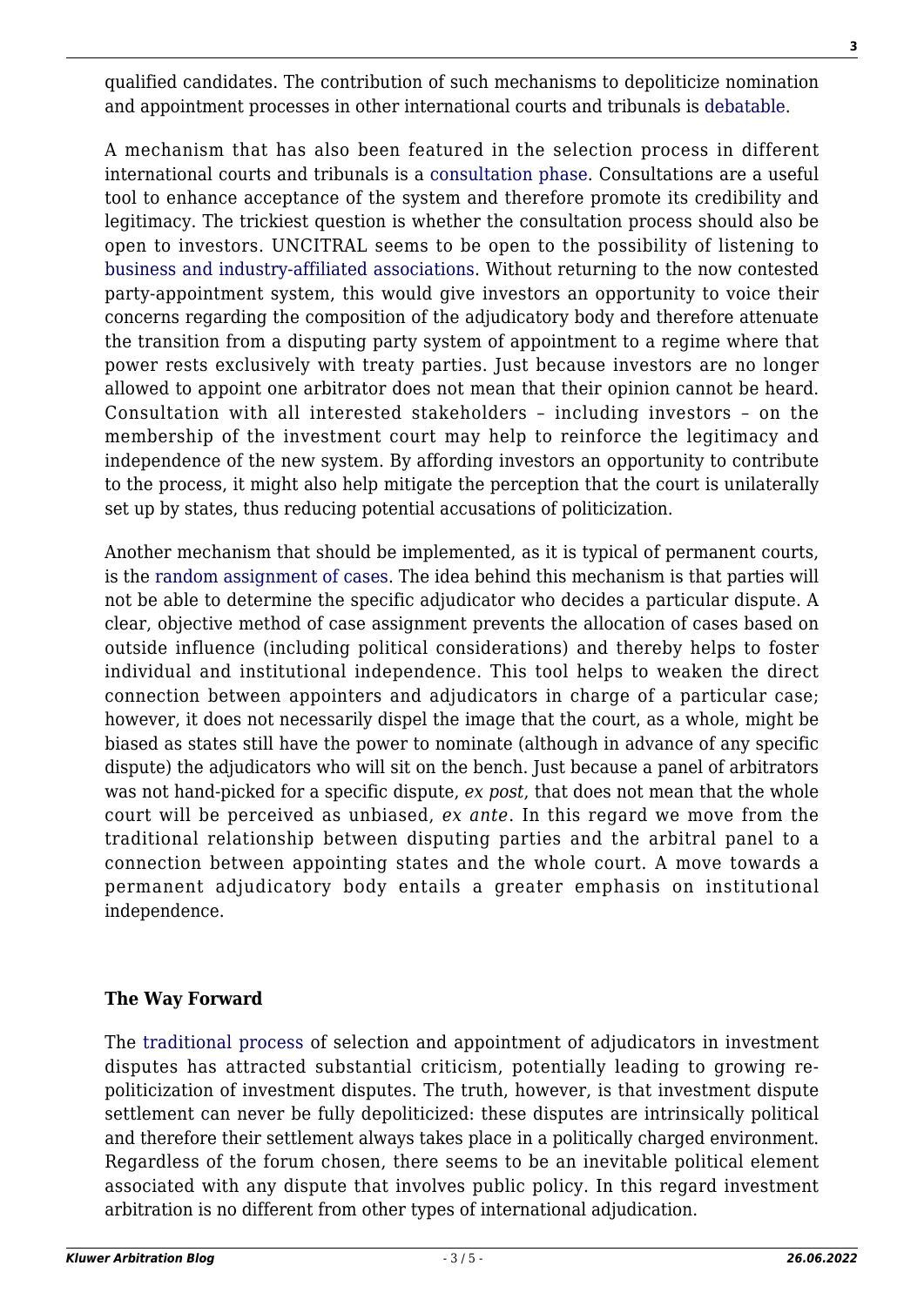qualified candidates. The contribution of such mechanisms to depoliticize nomination and appointment processes in other international courts and tribunals is debatable.

A mechanism that has also been featured in the selection process in different international courts and tribunals is a consultation phase. Consultations are a useful tool to enhance acceptance of the system and therefore promote its credibility and legitimacy. The trickiest question is whether the consultation process should also be open to investors. UNCITRAL seems to be open to the possibility of listening to business and industry-affiliated associations. Without returning to the now contested party-appointment system, this would give investors an opportunity to voice their concerns regarding the composition of the adjudicatory body and therefore attenuate the transition from a disputing party system of appointment to a regime where that power rests exclusively with treaty parties. Just because investors are no longer allowed to appoint one arbitrator does not mean that their opinion cannot be heard. Consultation with all interested stakeholders – including investors – on the membership of the investment court may help to reinforce the legitimacy and independence of the new system. By affording investors an opportunity to contribute to the process, it might also help mitigate the perception that the court is unilaterally set up by states, thus reducing potential accusations of politicization.

Another mechanism that should be implemented, as it is typical of permanent courts, is the random assignment of cases. The idea behind this mechanism is that parties will not be able to determine the specific adjudicator who decides a particular dispute. A clear, objective method of case assignment prevents the allocation of cases based on outside influence (including political considerations) and thereby helps to foster individual and institutional independence. This tool helps to weaken the direct connection between appointers and adjudicators in charge of a particular case; however, it does not necessarily dispel the image that the court, as a whole, might be biased as states still have the power to nominate (although in advance of any specific dispute) the adjudicators who will sit on the bench. Just because a panel of arbitrators was not hand-picked for a specific dispute, *ex post*, that does not mean that the whole court will be perceived as unbiased, *ex ante*. In this regard we move from the traditional relationship between disputing parties and the arbitral panel to a connection between appointing states and the whole court. A move towards a permanent adjudicatory body entails a greater emphasis on institutional independence.

## The Way Forward

The traditional process of selection and appointment of adjudicators in investment disputes has attracted substantial criticism, potentially leading to growing re-politicization of investment disputes. The truth, however, is that investment dispute settlement can never be fully depoliticized: these disputes are intrinsically political and therefore their settlement always takes place in a politically charged environment. Regardless of the forum chosen, there seems to be an inevitable political element associated with any dispute that involves public policy. In this regard investment arbitration is no different from other types of international adjudication.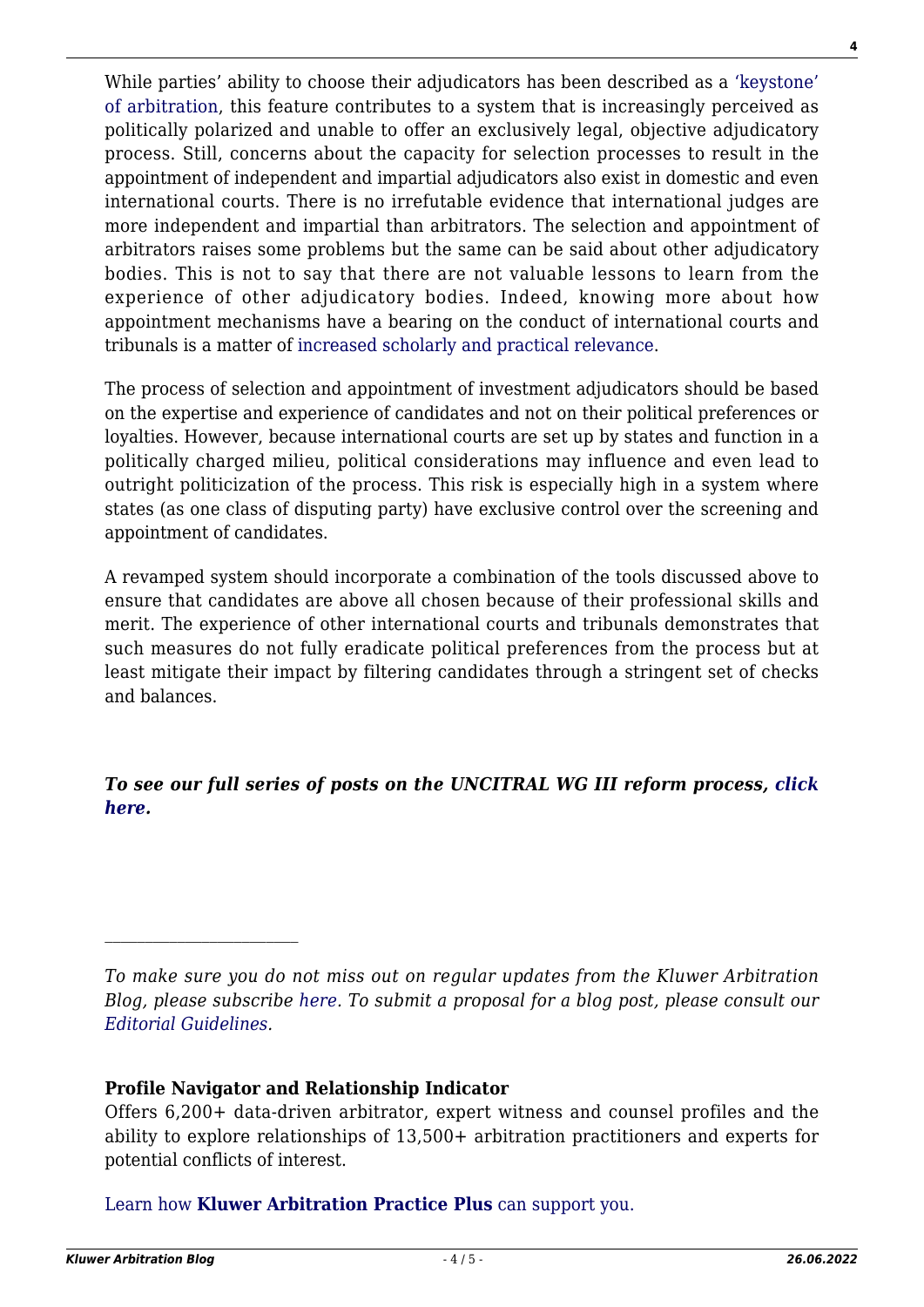While parties' ability to choose their adjudicators has been described as a 'keystone' of arbitration, this feature contributes to a system that is increasingly perceived as politically polarized and unable to offer an exclusively legal, objective adjudicatory process. Still, concerns about the capacity for selection processes to result in the appointment of independent and impartial adjudicators also exist in domestic and even international courts. There is no irrefutable evidence that international judges are more independent and impartial than arbitrators. The selection and appointment of arbitrators raises some problems but the same can be said about other adjudicatory bodies. This is not to say that there are not valuable lessons to learn from the experience of other adjudicatory bodies. Indeed, knowing more about how appointment mechanisms have a bearing on the conduct of international courts and tribunals is a matter of increased scholarly and practical relevance.

The process of selection and appointment of investment adjudicators should be based on the expertise and experience of candidates and not on their political preferences or loyalties. However, because international courts are set up by states and function in a politically charged milieu, political considerations may influence and even lead to outright politicization of the process. This risk is especially high in a system where states (as one class of disputing party) have exclusive control over the screening and appointment of candidates.

A revamped system should incorporate a combination of the tools discussed above to ensure that candidates are above all chosen because of their professional skills and merit. The experience of other international courts and tribunals demonstrates that such measures do not fully eradicate political preferences from the process but at least mitigate their impact by filtering candidates through a stringent set of checks and balances.

***To see our full series of posts on the UNCITRAL WG III reform process, click here.***

---

*To make sure you do not miss out on regular updates from the Kluwer Arbitration Blog, please subscribe here. To submit a proposal for a blog post, please consult our Editorial Guidelines.*

**Profile Navigator and Relationship Indicator**

Offers 6,200+ data-driven arbitrator, expert witness and counsel profiles and the ability to explore relationships of 13,500+ arbitration practitioners and experts for potential conflicts of interest.

Learn how **Kluwer Arbitration Practice Plus** can support you.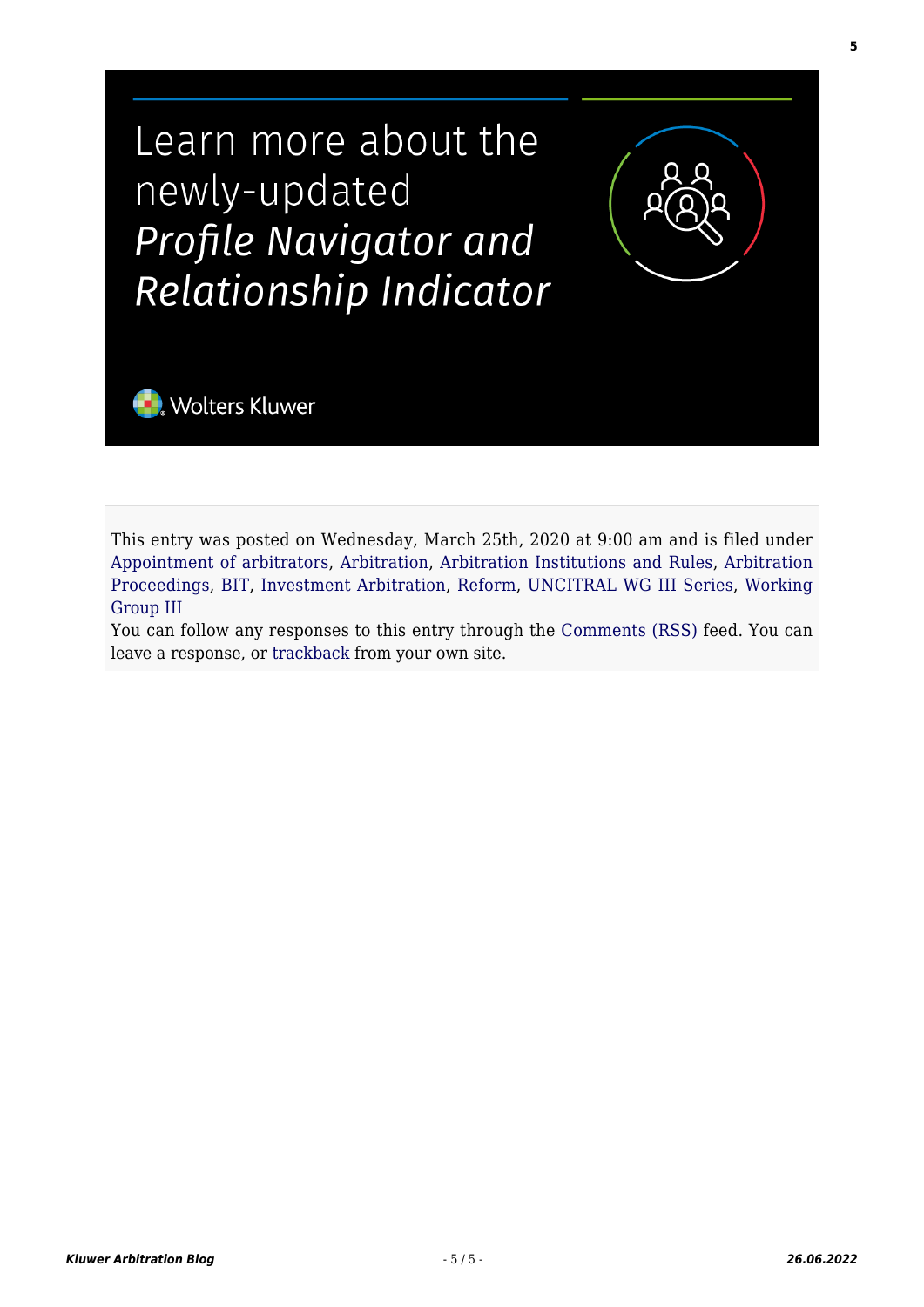Learn more about the newly-updated *Profile Navigator and Relationship Indicator*

Wolters Kluwer

This entry was posted on Wednesday, March 25th, 2020 at 9:00 am and is filed under Appointment of arbitrators, Arbitration, Arbitration Institutions and Rules, Arbitration Proceedings, BIT, Investment Arbitration, Reform, UNCITRAL WG III Series, Working Group III

You can follow any responses to this entry through the Comments (RSS) feed. You can leave a response, or trackback from your own site.